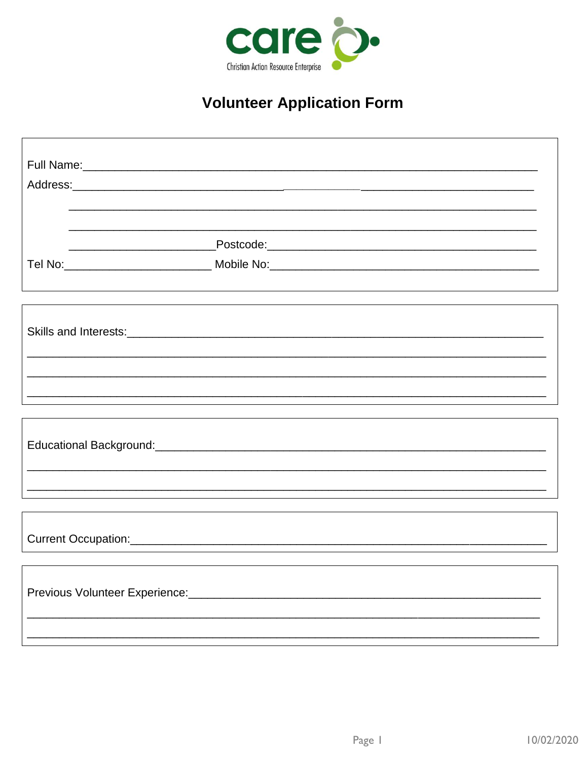care

Christian Action Resource Enterprise

# Volunteer Application Form

Full Name:\_\_\_\_\_\_\_\_\_\_\_\_\_\_\_\_\_\_\_\_\_\_\_\_\_\_\_\_\_\_\_\_\_\_\_\_\_\_\_\_\_\_\_\_\_\_\_\_\_\_\_\_\_\_\_\_\_\_\_\_\_\_\_\_\_

Address:\_\_\_\_\_\_\_\_\_\_\_\_\_\_\_\_\_\_\_\_\_\_\_\_\_\_\_\_\_\_\_\_\_\_\_\_\_\_\_\_\_\_\_\_\_\_\_\_\_\_\_\_\_\_\_\_\_\_\_\_\_\_\_\_\_\_

\_\_\_\_\_\_\_\_\_\_\_\_\_\_\_\_\_\_\_\_\_\_\_\_\_\_\_\_\_\_\_\_\_\_\_\_\_\_\_\_\_\_\_\_\_\_\_\_\_\_\_\_\_\_\_\_\_\_\_\_\_\_\_\_\_\_\_\_\_\_\_\_

\_\_\_\_\_\_\_\_\_\_\_\_\_\_\_\_\_\_\_\_\_\_\_\_\_\_\_\_\_\_\_\_\_\_\_\_\_\_\_\_\_\_\_\_\_\_\_\_\_\_\_\_\_\_\_\_\_\_\_\_\_\_\_\_\_\_\_\_\_\_\_\_

\_\_\_\_\_\_\_\_\_\_\_\_\_\_\_\_\_\_\_\_\_\_\_\_Postcode:\_\_\_\_\_\_\_\_\_\_\_\_\_\_\_\_\_\_\_\_\_\_\_\_\_\_\_\_\_\_\_\_\_\_\_\_\_\_\_\_\_\_\_\_

Tel No:\_\_\_\_\_\_\_\_\_\_\_\_\_\_\_\_\_\_\_\_\_\_\_\_\_ Mobile No:\_\_\_\_\_\_\_\_\_\_\_\_\_\_\_\_\_\_\_\_\_\_\_\_\_\_\_\_\_\_\_\_\_\_\_\_\_\_\_\_\_\_\_\_\_\_\_

Skills and Interests:\_\_\_\_\_\_\_\_\_\_\_\_\_\_\_\_\_\_\_\_\_\_\_\_\_\_\_\_\_\_\_\_\_\_\_\_\_\_\_\_\_\_\_\_\_\_\_\_\_\_\_\_\_\_\_\_\_\_\_\_\_\_\_\_

\_\_\_\_\_\_\_\_\_\_\_\_\_\_\_\_\_\_\_\_\_\_\_\_\_\_\_\_\_\_\_\_\_\_\_\_\_\_\_\_\_\_\_\_\_\_\_\_\_\_\_\_\_\_\_\_\_\_\_\_\_\_\_\_\_\_\_\_\_\_\_\_\_\_\_\_\_\_

\_\_\_\_\_\_\_\_\_\_\_\_\_\_\_\_\_\_\_\_\_\_\_\_\_\_\_\_\_\_\_\_\_\_\_\_\_\_\_\_\_\_\_\_\_\_\_\_\_\_\_\_\_\_\_\_\_\_\_\_\_\_\_\_\_\_\_\_\_\_\_\_\_\_\_\_\_\_

\_\_\_\_\_\_\_\_\_\_\_\_\_\_\_\_\_\_\_\_\_\_\_\_\_\_\_\_\_\_\_\_\_\_\_\_\_\_\_\_\_\_\_\_\_\_\_\_\_\_\_\_\_\_\_\_\_\_\_\_\_\_\_\_\_\_\_\_\_\_\_\_\_\_\_\_\_\_

Educational Background:\_\_\_\_\_\_\_\_\_\_\_\_\_\_\_\_\_\_\_\_\_\_\_\_\_\_\_\_\_\_\_\_\_\_\_\_\_\_\_\_\_\_\_\_\_\_\_\_\_\_\_\_\_\_\_\_\_\_\_\_\_

\_\_\_\_\_\_\_\_\_\_\_\_\_\_\_\_\_\_\_\_\_\_\_\_\_\_\_\_\_\_\_\_\_\_\_\_\_\_\_\_\_\_\_\_\_\_\_\_\_\_\_\_\_\_\_\_\_\_\_\_\_\_\_\_\_\_\_\_\_\_\_\_\_\_\_\_\_\_

\_\_\_\_\_\_\_\_\_\_\_\_\_\_\_\_\_\_\_\_\_\_\_\_\_\_\_\_\_\_\_\_\_\_\_\_\_\_\_\_\_\_\_\_\_\_\_\_\_\_\_\_\_\_\_\_\_\_\_\_\_\_\_\_\_\_\_\_\_\_\_\_\_\_\_\_\_\_

Current Occupation:\_\_\_\_\_\_\_\_\_\_\_\_\_\_\_\_\_\_\_\_\_\_\_\_\_\_\_\_\_\_\_\_\_\_\_\_\_\_\_\_\_\_\_\_\_\_\_\_\_\_\_\_\_\_\_\_\_\_\_\_\_\_\_\_\_

Previous Volunteer Experience:\_\_\_\_\_\_\_\_\_\_\_\_\_\_\_\_\_\_\_\_\_\_\_\_\_\_\_\_\_\_\_\_\_\_\_\_\_\_\_\_\_\_\_\_\_\_\_\_\_\_\_\_\_\_\_\_

\_\_\_\_\_\_\_\_\_\_\_\_\_\_\_\_\_\_\_\_\_\_\_\_\_\_\_\_\_\_\_\_\_\_\_\_\_\_\_\_\_\_\_\_\_\_\_\_\_\_\_\_\_\_\_\_\_\_\_\_\_\_\_\_\_\_\_\_\_\_\_\_\_\_\_\_\_

\_\_\_\_\_\_\_\_\_\_\_\_\_\_\_\_\_\_\_\_\_\_\_\_\_\_\_\_\_\_\_\_\_\_\_\_\_\_\_\_\_\_\_\_\_\_\_\_\_\_\_\_\_\_\_\_\_\_\_\_\_\_\_\_\_\_\_\_\_\_\_\_\_\_\_\_\_

10/02/2020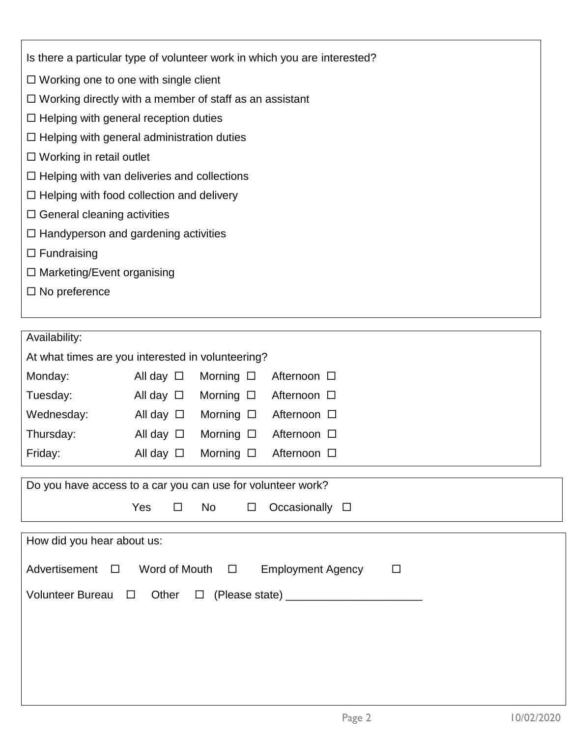Is there a particular type of volunteer work in which you are interested?

☐ Working one to one with single client

☐ Working directly with a member of staff as an assistant

☐ Helping with general reception duties

☐ Helping with general administration duties

☐ Working in retail outlet

☐ Helping with van deliveries and collections

☐ Helping with food collection and delivery

☐ General cleaning activities

☐ Handyperson and gardening activities

☐ Fundraising

☐ Marketing/Event organising

☐ No preference

Availability:

At what times are you interested in volunteering?

| | | | |
|---|---|---|---|
| Monday: | All day ☐ | Morning ☐ | Afternoon ☐ |
| Tuesday: | All day ☐ | Morning ☐ | Afternoon ☐ |
| Wednesday: | All day ☐ | Morning ☐ | Afternoon ☐ |
| Thursday: | All day ☐ | Morning ☐ | Afternoon ☐ |
| Friday: | All day ☐ | Morning ☐ | Afternoon ☐ |

Do you have access to a car you can use for volunteer work?

Yes ☐ No ☐ Occasionally ☐

How did you hear about us:

Advertisement ☐ Word of Mouth ☐ Employment Agency ☐

Volunteer Bureau ☐ Other ☐ (Please state) ______________________

10/02/2020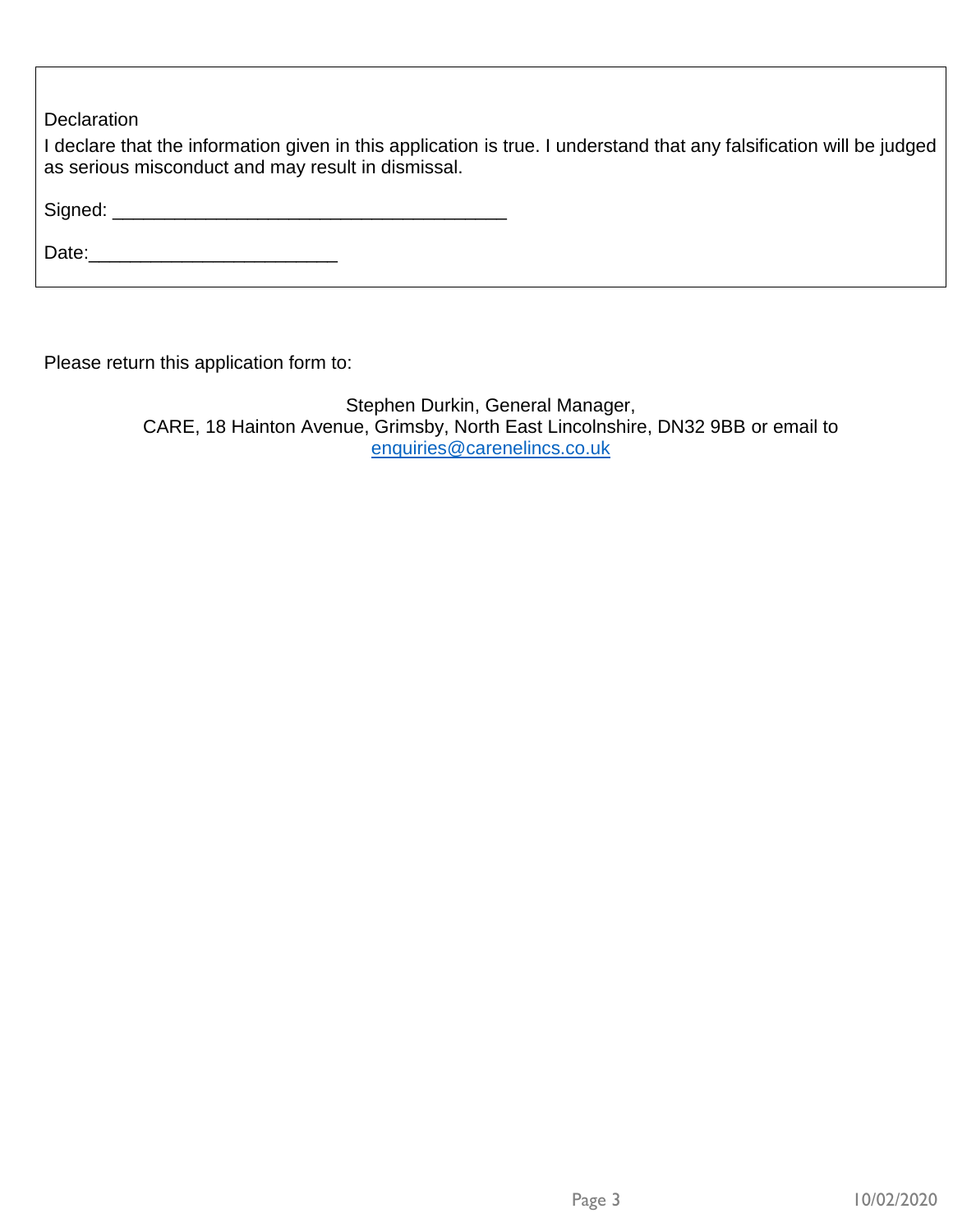Declaration

I declare that the information given in this application is true. I understand that any falsification will be judged as serious misconduct and may result in dismissal.

Signed: _______________________________________

Date:________________________

Please return this application form to:

Stephen Durkin, General Manager,  
CARE, 18 Hainton Avenue, Grimsby, North East Lincolnshire, DN32 9BB or email to  
enquiries@carenelincs.co.uk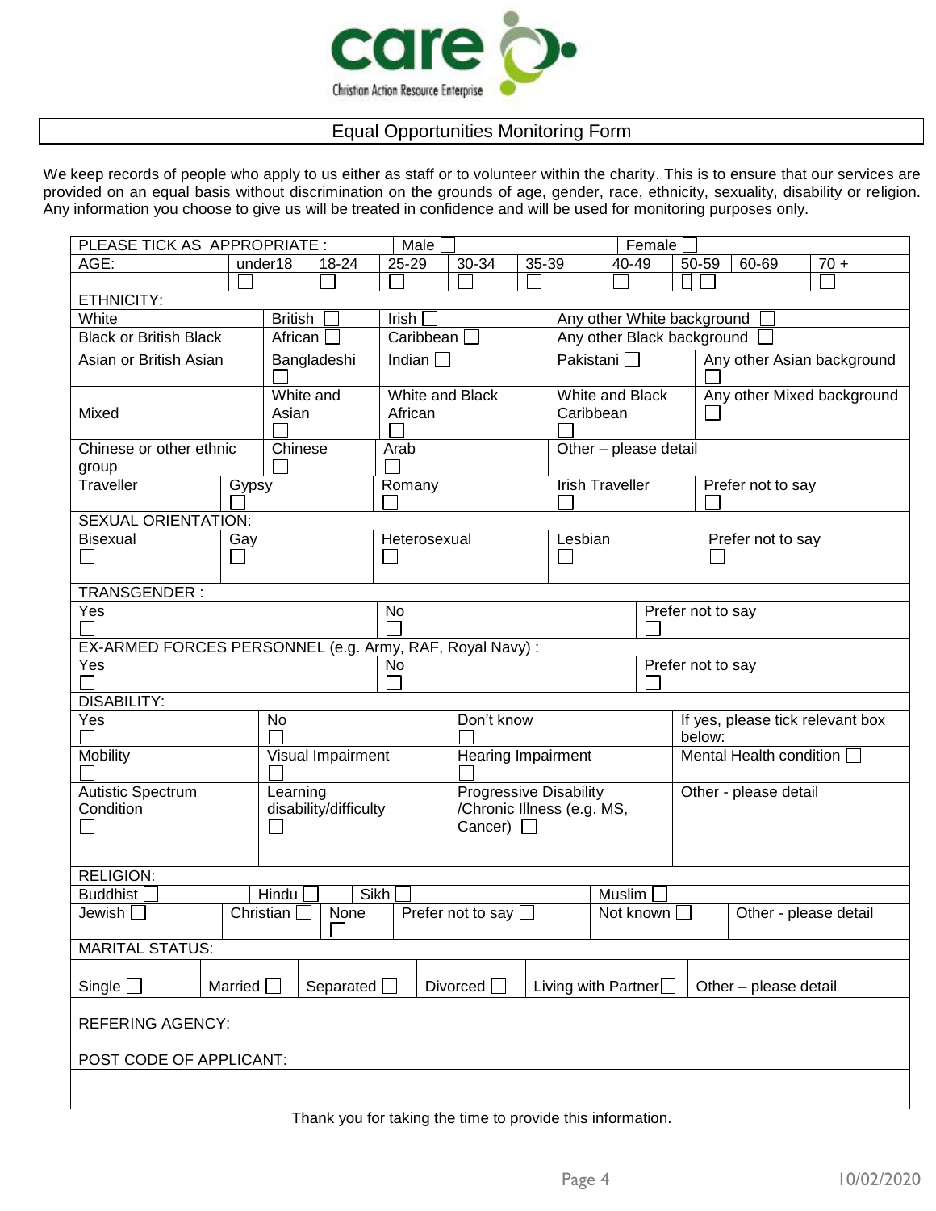care
Christian Action Resource Enterprise

# Equal Opportunities Monitoring Form

We keep records of people who apply to us either as staff or to volunteer within the charity. This is to ensure that our services are provided on an equal basis without discrimination on the grounds of age, gender, race, ethnicity, sexuality, disability or religion. Any information you choose to give us will be treated in confidence and will be used for monitoring purposes only.

| | | | | | | | | | |
|---|---|---|---|---|---|---|---|---|---|
| PLEASE TICK AS APPROPRIATE : | | Male ☐ | | | | Female ☐ | | | |
| AGE: | under18 | 18-24 | 25-29 | 30-34 | 35-39 | 40-49 | 50-59 | 60-69 | 70 + |
| | ☐ | ☐ | ☐ | ☐ | ☐ | ☐ | ☐ ☐ | | ☐ |

| | | | | |
|---|---|---|---|---|
| ETHNICITY: | | | | |
| White | British ☐ | Irish ☐ | Any other White background ☐ | |
| Black or British Black | African ☐ | Caribbean ☐ | Any other Black background ☐ | |
| Asian or British Asian | Bangladeshi ☐ | Indian ☐ | Pakistani ☐ | Any other Asian background ☐ |
| Mixed | White and Asian ☐ | White and Black African ☐ | White and Black Caribbean ☐ | Any other Mixed background ☐ |
| Chinese or other ethnic group | Chinese ☐ | Arab ☐ | Other – please detail | |
| Traveller | Gypsy ☐ | Romany ☐ | Irish Traveller ☐ | Prefer not to say ☐ |

| | | | | |
|---|---|---|---|---|
| SEXUAL ORIENTATION: | | | | |
| Bisexual ☐ | Gay ☐ | Heterosexual ☐ | Lesbian ☐ | Prefer not to say ☐ |

| | | |
|---|---|---|
| TRANSGENDER : | | |
| Yes ☐ | No ☐ | Prefer not to say ☐ |
| EX-ARMED FORCES PERSONNEL (e.g. Army, RAF, Royal Navy) : | | |
| Yes ☐ | No ☐ | Prefer not to say ☐ |

| | | | |
|---|---|---|---|
| DISABILITY: | | | |
| Yes ☐ | No ☐ | Don't know ☐ | If yes, please tick relevant box below: |
| Mobility ☐ | Visual Impairment ☐ | Hearing Impairment ☐ | Mental Health condition ☐ |
| Autistic Spectrum Condition ☐ | Learning disability/difficulty ☐ | Progressive Disability /Chronic Illness (e.g. MS, Cancer) ☐ | Other - please detail |

| | | | | | |
|---|---|---|---|---|---|
| RELIGION: | | | | | |
| Buddhist ☐ | Hindu ☐ | Sikh ☐ | | Muslim ☐ | |
| Jewish ☐ | Christian ☐ | None ☐ | Prefer not to say ☐ | Not known ☐ | Other - please detail |

| | | | | | |
|---|---|---|---|---|---|
| MARITAL STATUS: | | | | | |
| Single ☐ | Married ☐ | Separated ☐ | Divorced ☐ | Living with Partner ☐ | Other – please detail |

REFERING AGENCY:

POST CODE OF APPLICANT:

Thank you for taking the time to provide this information.

10/02/2020